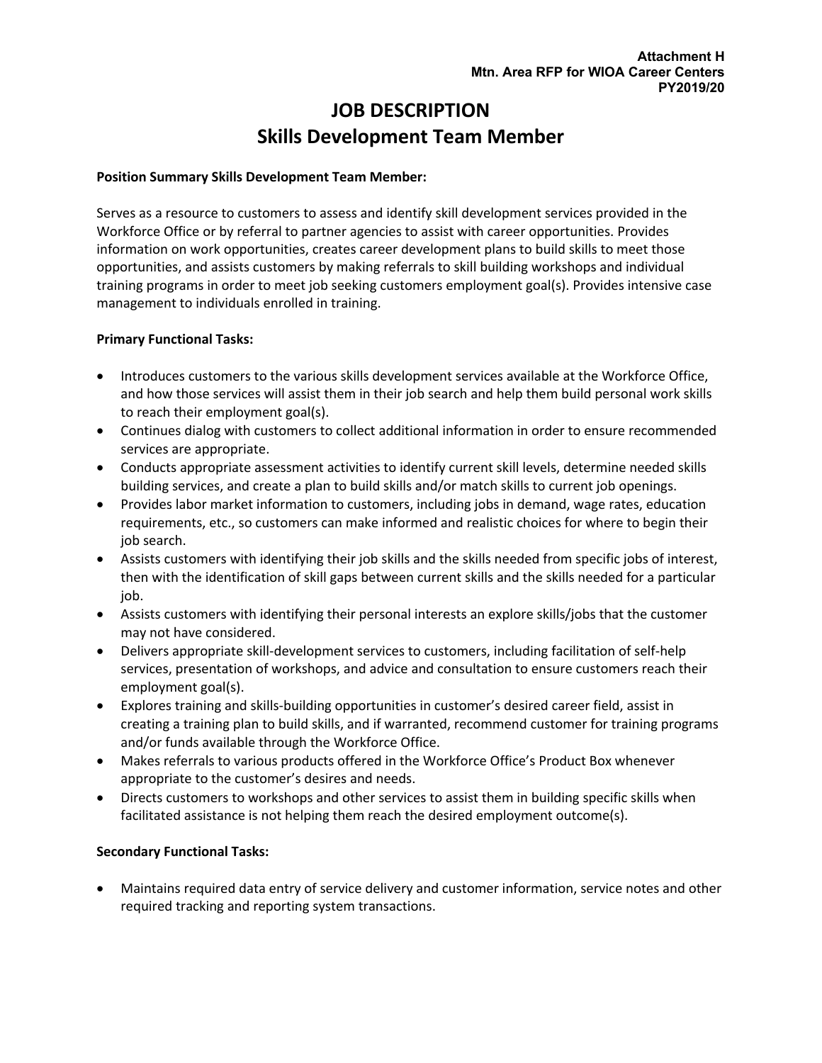**Attachment H**
**Mtn. Area RFP for WIOA Career Centers**
**PY2019/20**

# JOB DESCRIPTION
# Skills Development Team Member

**Position Summary Skills Development Team Member:**

Serves as a resource to customers to assess and identify skill development services provided in the Workforce Office or by referral to partner agencies to assist with career opportunities. Provides information on work opportunities, creates career development plans to build skills to meet those opportunities, and assists customers by making referrals to skill building workshops and individual training programs in order to meet job seeking customers employment goal(s). Provides intensive case management to individuals enrolled in training.

**Primary Functional Tasks:**

- Introduces customers to the various skills development services available at the Workforce Office, and how those services will assist them in their job search and help them build personal work skills to reach their employment goal(s).
- Continues dialog with customers to collect additional information in order to ensure recommended services are appropriate.
- Conducts appropriate assessment activities to identify current skill levels, determine needed skills building services, and create a plan to build skills and/or match skills to current job openings.
- Provides labor market information to customers, including jobs in demand, wage rates, education requirements, etc., so customers can make informed and realistic choices for where to begin their job search.
- Assists customers with identifying their job skills and the skills needed from specific jobs of interest, then with the identification of skill gaps between current skills and the skills needed for a particular job.
- Assists customers with identifying their personal interests an explore skills/jobs that the customer may not have considered.
- Delivers appropriate skill-development services to customers, including facilitation of self-help services, presentation of workshops, and advice and consultation to ensure customers reach their employment goal(s).
- Explores training and skills-building opportunities in customer's desired career field, assist in creating a training plan to build skills, and if warranted, recommend customer for training programs and/or funds available through the Workforce Office.
- Makes referrals to various products offered in the Workforce Office's Product Box whenever appropriate to the customer's desires and needs.
- Directs customers to workshops and other services to assist them in building specific skills when facilitated assistance is not helping them reach the desired employment outcome(s).

**Secondary Functional Tasks:**

- Maintains required data entry of service delivery and customer information, service notes and other required tracking and reporting system transactions.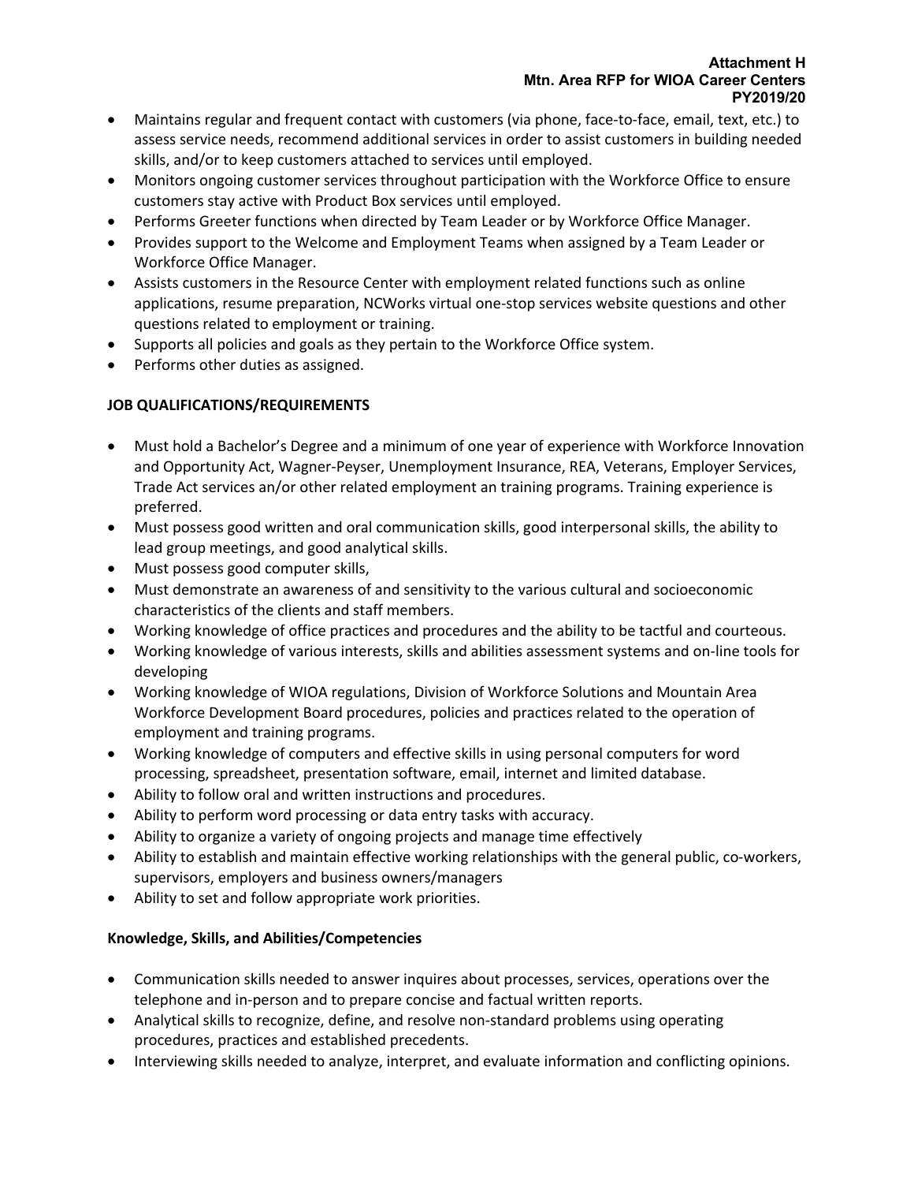- Maintains regular and frequent contact with customers (via phone, face-to-face, email, text, etc.) to assess service needs, recommend additional services in order to assist customers in building needed skills, and/or to keep customers attached to services until employed.
- Monitors ongoing customer services throughout participation with the Workforce Office to ensure customers stay active with Product Box services until employed.
- Performs Greeter functions when directed by Team Leader or by Workforce Office Manager.
- Provides support to the Welcome and Employment Teams when assigned by a Team Leader or Workforce Office Manager.
- Assists customers in the Resource Center with employment related functions such as online applications, resume preparation, NCWorks virtual one-stop services website questions and other questions related to employment or training.
- Supports all policies and goals as they pertain to the Workforce Office system.
- Performs other duties as assigned.

**JOB QUALIFICATIONS/REQUIREMENTS**

- Must hold a Bachelor's Degree and a minimum of one year of experience with Workforce Innovation and Opportunity Act, Wagner-Peyser, Unemployment Insurance, REA, Veterans, Employer Services, Trade Act services an/or other related employment an training programs. Training experience is preferred.
- Must possess good written and oral communication skills, good interpersonal skills, the ability to lead group meetings, and good analytical skills.
- Must possess good computer skills,
- Must demonstrate an awareness of and sensitivity to the various cultural and socioeconomic characteristics of the clients and staff members.
- Working knowledge of office practices and procedures and the ability to be tactful and courteous.
- Working knowledge of various interests, skills and abilities assessment systems and on-line tools for developing
- Working knowledge of WIOA regulations, Division of Workforce Solutions and Mountain Area Workforce Development Board procedures, policies and practices related to the operation of employment and training programs.
- Working knowledge of computers and effective skills in using personal computers for word processing, spreadsheet, presentation software, email, internet and limited database.
- Ability to follow oral and written instructions and procedures.
- Ability to perform word processing or data entry tasks with accuracy.
- Ability to organize a variety of ongoing projects and manage time effectively
- Ability to establish and maintain effective working relationships with the general public, co-workers, supervisors, employers and business owners/managers
- Ability to set and follow appropriate work priorities.

**Knowledge, Skills, and Abilities/Competencies**

- Communication skills needed to answer inquires about processes, services, operations over the telephone and in-person and to prepare concise and factual written reports.
- Analytical skills to recognize, define, and resolve non-standard problems using operating procedures, practices and established precedents.
- Interviewing skills needed to analyze, interpret, and evaluate information and conflicting opinions.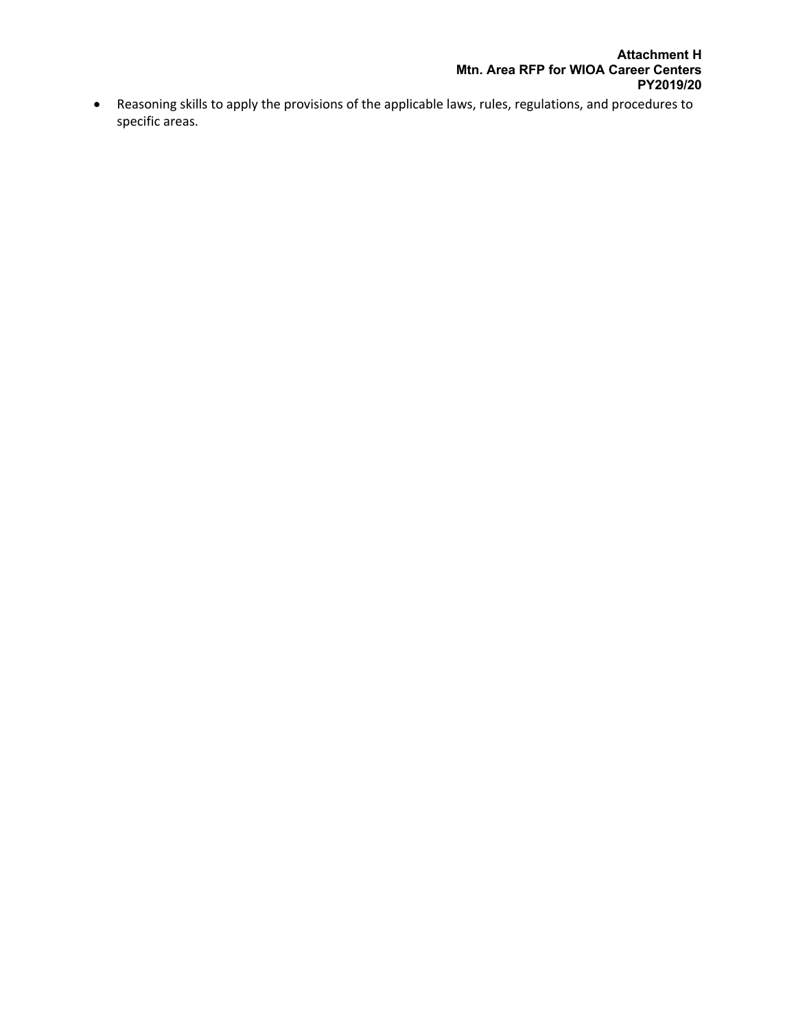- Reasoning skills to apply the provisions of the applicable laws, rules, regulations, and procedures to specific areas.